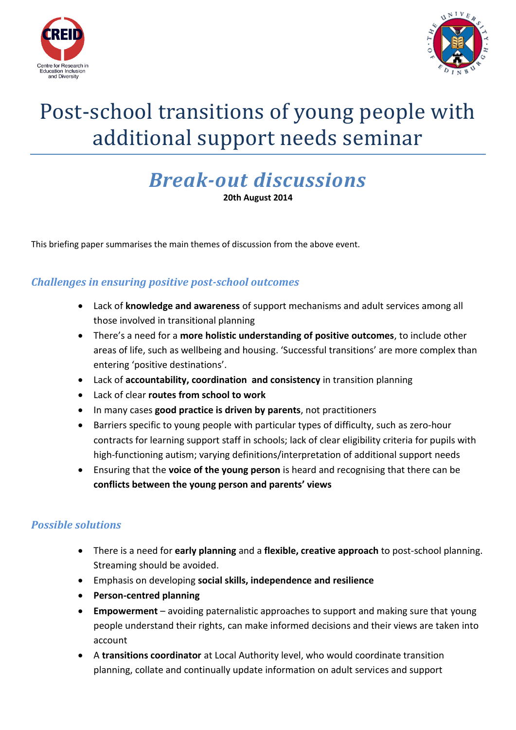# Post-school transitions of young people with additional support needs seminar

## *Break-out discussions*

**20th August 2014**

This briefing paper summarises the main themes of discussion from the above event.

### *Challenges in ensuring positive post-school outcomes*

- Lack of **knowledge and awareness** of support mechanisms and adult services among all those involved in transitional planning
- There's a need for a **more holistic understanding of positive outcomes**, to include other areas of life, such as wellbeing and housing. 'Successful transitions' are more complex than entering 'positive destinations'.
- Lack of **accountability, coordination and consistency** in transition planning
- Lack of clear **routes from school to work**
- In many cases **good practice is driven by parents**, not practitioners
- Barriers specific to young people with particular types of difficulty, such as zero-hour contracts for learning support staff in schools; lack of clear eligibility criteria for pupils with high-functioning autism; varying definitions/interpretation of additional support needs
- Ensuring that the **voice of the young person** is heard and recognising that there can be **conflicts between the young person and parents' views**

### *Possible solutions*

- There is a need for **early planning** and a **flexible, creative approach** to post-school planning. Streaming should be avoided.
- Emphasis on developing **social skills, independence and resilience**
- **Person-centred planning**
- **Empowerment** – avoiding paternalistic approaches to support and making sure that young people understand their rights, can make informed decisions and their views are taken into account
- A **transitions coordinator** at Local Authority level, who would coordinate transition planning, collate and continually update information on adult services and support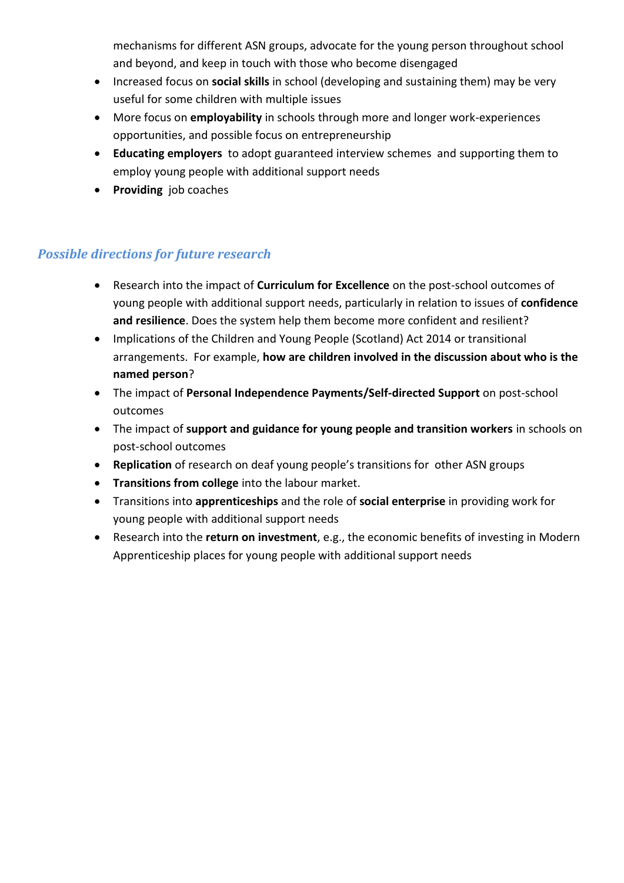mechanisms for different ASN groups, advocate for the young person throughout school and beyond, and keep in touch with those who become disengaged

- Increased focus on **social skills** in school (developing and sustaining them) may be very useful for some children with multiple issues
- More focus on **employability** in schools through more and longer work-experiences opportunities, and possible focus on entrepreneurship
- **Educating employers** to adopt guaranteed interview schemes and supporting them to employ young people with additional support needs
- **Providing** job coaches

## *Possible directions for future research*

- Research into the impact of **Curriculum for Excellence** on the post-school outcomes of young people with additional support needs, particularly in relation to issues of **confidence and resilience**. Does the system help them become more confident and resilient?
- Implications of the Children and Young People (Scotland) Act 2014 or transitional arrangements. For example, **how are children involved in the discussion about who is the named person**?
- The impact of **Personal Independence Payments/Self-directed Support** on post-school outcomes
- The impact of **support and guidance for young people and transition workers** in schools on post-school outcomes
- **Replication** of research on deaf young people's transitions for other ASN groups
- **Transitions from college** into the labour market.
- Transitions into **apprenticeships** and the role of **social enterprise** in providing work for young people with additional support needs
- Research into the **return on investment**, e.g., the economic benefits of investing in Modern Apprenticeship places for young people with additional support needs